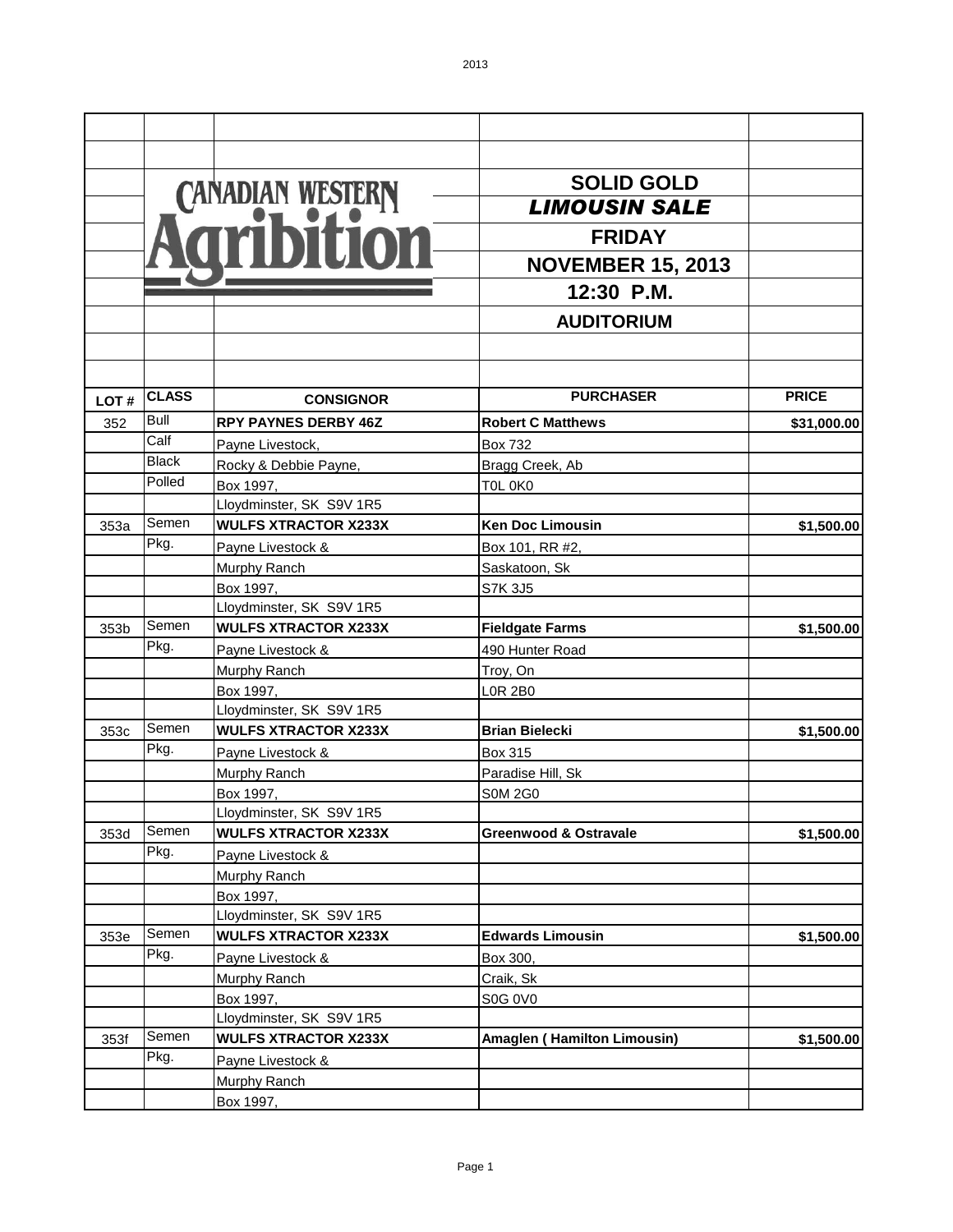CANADIAN WESTERN Agribition

# SOLID GOLD

## *LIMOUSIN SALE*

**FRIDAY**

**NOVEMBER 15, 2013**

**12:30 P.M.**

**AUDITORIUM**

| LOT # | CLASS | CONSIGNOR | PURCHASER | PRICE |
|---|---|---|---|---|
| 352 | Bull | **RPY PAYNES DERBY 46Z** | **Robert C Matthews** | **$31,000.00** |
| | Calf | Payne Livestock, | Box 732 | |
| | Black | Rocky & Debbie Payne, | Bragg Creek, Ab | |
| | Polled | Box 1997, | T0L 0K0 | |
| | | Lloydminster, SK S9V 1R5 | | |
| 353a | Semen | **WULFS XTRACTOR X233X** | **Ken Doc Limousin** | **$1,500.00** |
| | Pkg. | Payne Livestock & | Box 101, RR #2, | |
| | | Murphy Ranch | Saskatoon, Sk | |
| | | Box 1997, | S7K 3J5 | |
| | | Lloydminster, SK S9V 1R5 | | |
| 353b | Semen | **WULFS XTRACTOR X233X** | **Fieldgate Farms** | **$1,500.00** |
| | Pkg. | Payne Livestock & | 490 Hunter Road | |
| | | Murphy Ranch | Troy, On | |
| | | Box 1997, | L0R 2B0 | |
| | | Lloydminster, SK S9V 1R5 | | |
| 353c | Semen | **WULFS XTRACTOR X233X** | **Brian Bielecki** | **$1,500.00** |
| | Pkg. | Payne Livestock & | Box 315 | |
| | | Murphy Ranch | Paradise Hill, Sk | |
| | | Box 1997, | S0M 2G0 | |
| | | Lloydminster, SK S9V 1R5 | | |
| 353d | Semen | **WULFS XTRACTOR X233X** | **Greenwood & Ostravale** | **$1,500.00** |
| | Pkg. | Payne Livestock & | | |
| | | Murphy Ranch | | |
| | | Box 1997, | | |
| | | Lloydminster, SK S9V 1R5 | | |
| 353e | Semen | **WULFS XTRACTOR X233X** | **Edwards Limousin** | **$1,500.00** |
| | Pkg. | Payne Livestock & | Box 300, | |
| | | Murphy Ranch | Craik, Sk | |
| | | Box 1997, | S0G 0V0 | |
| | | Lloydminster, SK S9V 1R5 | | |
| 353f | Semen | **WULFS XTRACTOR X233X** | **Amaglen ( Hamilton Limousin)** | **$1,500.00** |
| | Pkg. | Payne Livestock & | | |
| | | Murphy Ranch | | |
| | | Box 1997, | | |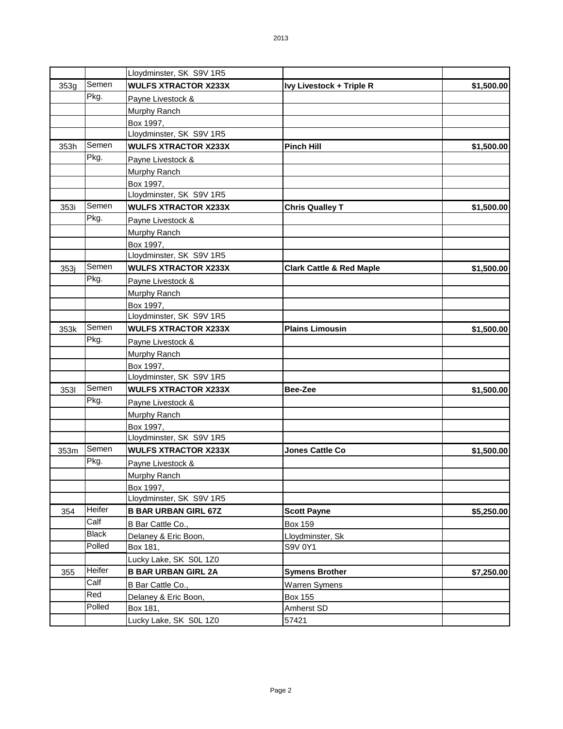| | | | | |
|---|---|---|---|---|
| | | Lloydminster, SK S9V 1R5 | | |
| 353g | Semen | **WULFS XTRACTOR X233X** | **Ivy Livestock + Triple R** | **$1,500.00** |
| | Pkg. | Payne Livestock & | | |
| | | Murphy Ranch | | |
| | | Box 1997, | | |
| | | Lloydminster, SK S9V 1R5 | | |
| 353h | Semen | **WULFS XTRACTOR X233X** | **Pinch Hill** | **$1,500.00** |
| | Pkg. | Payne Livestock & | | |
| | | Murphy Ranch | | |
| | | Box 1997, | | |
| | | Lloydminster, SK S9V 1R5 | | |
| 353i | Semen | **WULFS XTRACTOR X233X** | **Chris Qualley T** | **$1,500.00** |
| | Pkg. | Payne Livestock & | | |
| | | Murphy Ranch | | |
| | | Box 1997, | | |
| | | Lloydminster, SK S9V 1R5 | | |
| 353j | Semen | **WULFS XTRACTOR X233X** | **Clark Cattle & Red Maple** | **$1,500.00** |
| | Pkg. | Payne Livestock & | | |
| | | Murphy Ranch | | |
| | | Box 1997, | | |
| | | Lloydminster, SK S9V 1R5 | | |
| 353k | Semen | **WULFS XTRACTOR X233X** | **Plains Limousin** | **$1,500.00** |
| | Pkg. | Payne Livestock & | | |
| | | Murphy Ranch | | |
| | | Box 1997, | | |
| | | Lloydminster, SK S9V 1R5 | | |
| 353l | Semen | **WULFS XTRACTOR X233X** | **Bee-Zee** | **$1,500.00** |
| | Pkg. | Payne Livestock & | | |
| | | Murphy Ranch | | |
| | | Box 1997, | | |
| | | Lloydminster, SK S9V 1R5 | | |
| 353m | Semen | **WULFS XTRACTOR X233X** | **Jones Cattle Co** | **$1,500.00** |
| | Pkg. | Payne Livestock & | | |
| | | Murphy Ranch | | |
| | | Box 1997, | | |
| | | Lloydminster, SK S9V 1R5 | | |
| 354 | Heifer | **B BAR URBAN GIRL 67Z** | **Scott Payne** | **$5,250.00** |
| | Calf | B Bar Cattle Co., | Box 159 | |
| | Black | Delaney & Eric Boon, | Lloydminster, Sk | |
| | Polled | Box 181, | S9V 0Y1 | |
| | | Lucky Lake, SK S0L 1Z0 | | |
| 355 | Heifer | **B BAR URBAN GIRL 2A** | **Symens Brother** | **$7,250.00** |
| | Calf | B Bar Cattle Co., | Warren Symens | |
| | Red | Delaney & Eric Boon, | Box 155 | |
| | Polled | Box 181, | Amherst SD | |
| | | Lucky Lake, SK S0L 1Z0 | 57421 | |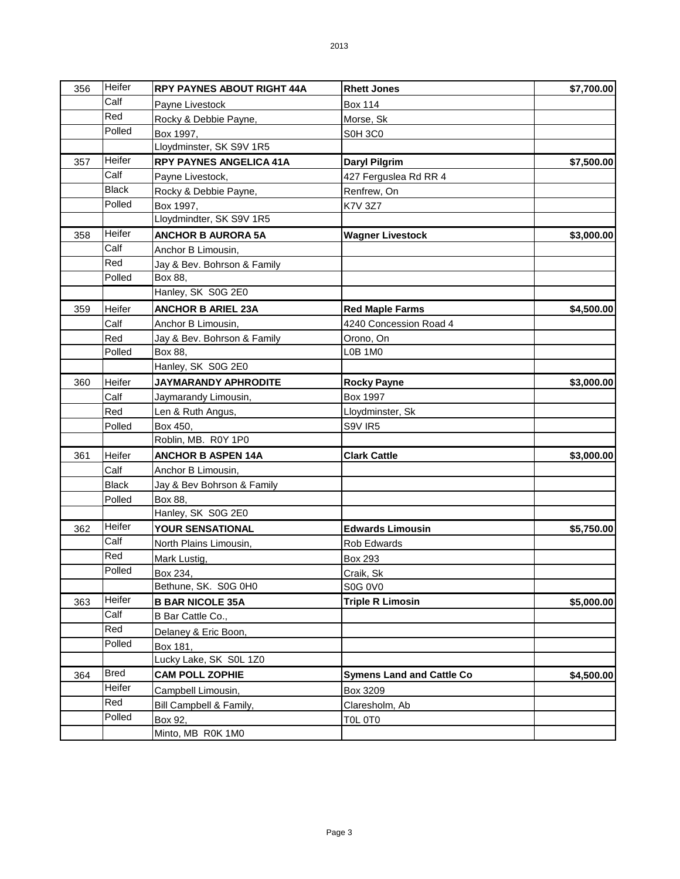| | | | | |
|---|---|---|---|---|
| 356 | Heifer | **RPY PAYNES ABOUT RIGHT 44A** | **Rhett Jones** | **$7,700.00** |
| | Calf | Payne Livestock | Box 114 | |
| | Red | Rocky & Debbie Payne, | Morse, Sk | |
| | Polled | Box 1997, | S0H 3C0 | |
| | | Lloydminster, SK S9V 1R5 | | |
| 357 | Heifer | **RPY PAYNES ANGELICA 41A** | **Daryl Pilgrim** | **$7,500.00** |
| | Calf | Payne Livestock, | 427 Ferguslea Rd RR 4 | |
| | Black | Rocky & Debbie Payne, | Renfrew, On | |
| | Polled | Box 1997, | K7V 3Z7 | |
| | | Lloydmindter, SK S9V 1R5 | | |
| 358 | Heifer | **ANCHOR B AURORA 5A** | **Wagner Livestock** | **$3,000.00** |
| | Calf | Anchor B Limousin, | | |
| | Red | Jay & Bev. Bohrson & Family | | |
| | Polled | Box 88, | | |
| | | Hanley, SK S0G 2E0 | | |
| 359 | Heifer | **ANCHOR B ARIEL 23A** | **Red Maple Farms** | **$4,500.00** |
| | Calf | Anchor B Limousin, | 4240 Concession Road 4 | |
| | Red | Jay & Bev. Bohrson & Family | Orono, On | |
| | Polled | Box 88, | L0B 1M0 | |
| | | Hanley, SK S0G 2E0 | | |
| 360 | Heifer | **JAYMARANDY APHRODITE** | **Rocky Payne** | **$3,000.00** |
| | Calf | Jaymarandy Limousin, | Box 1997 | |
| | Red | Len & Ruth Angus, | Lloydminster, Sk | |
| | Polled | Box 450, | S9V IR5 | |
| | | Roblin, MB. R0Y 1P0 | | |
| 361 | Heifer | **ANCHOR B ASPEN 14A** | **Clark Cattle** | **$3,000.00** |
| | Calf | Anchor B Limousin, | | |
| | Black | Jay & Bev Bohrson & Family | | |
| | Polled | Box 88, | | |
| | | Hanley, SK S0G 2E0 | | |
| 362 | Heifer | **YOUR SENSATIONAL** | **Edwards Limousin** | **$5,750.00** |
| | Calf | North Plains Limousin, | Rob Edwards | |
| | Red | Mark Lustig, | Box 293 | |
| | Polled | Box 234, | Craik, Sk | |
| | | Bethune, SK. S0G 0H0 | S0G 0V0 | |
| 363 | Heifer | **B BAR NICOLE 35A** | **Triple R Limosin** | **$5,000.00** |
| | Calf | B Bar Cattle Co., | | |
| | Red | Delaney & Eric Boon, | | |
| | Polled | Box 181, | | |
| | | Lucky Lake, SK S0L 1Z0 | | |
| 364 | Bred | **CAM POLL ZOPHIE** | **Symens Land and Cattle Co** | **$4,500.00** |
| | Heifer | Campbell Limousin, | Box 3209 | |
| | Red | Bill Campbell & Family, | Claresholm, Ab | |
| | Polled | Box 92, | T0L 0T0 | |
| | | Minto, MB R0K 1M0 | | |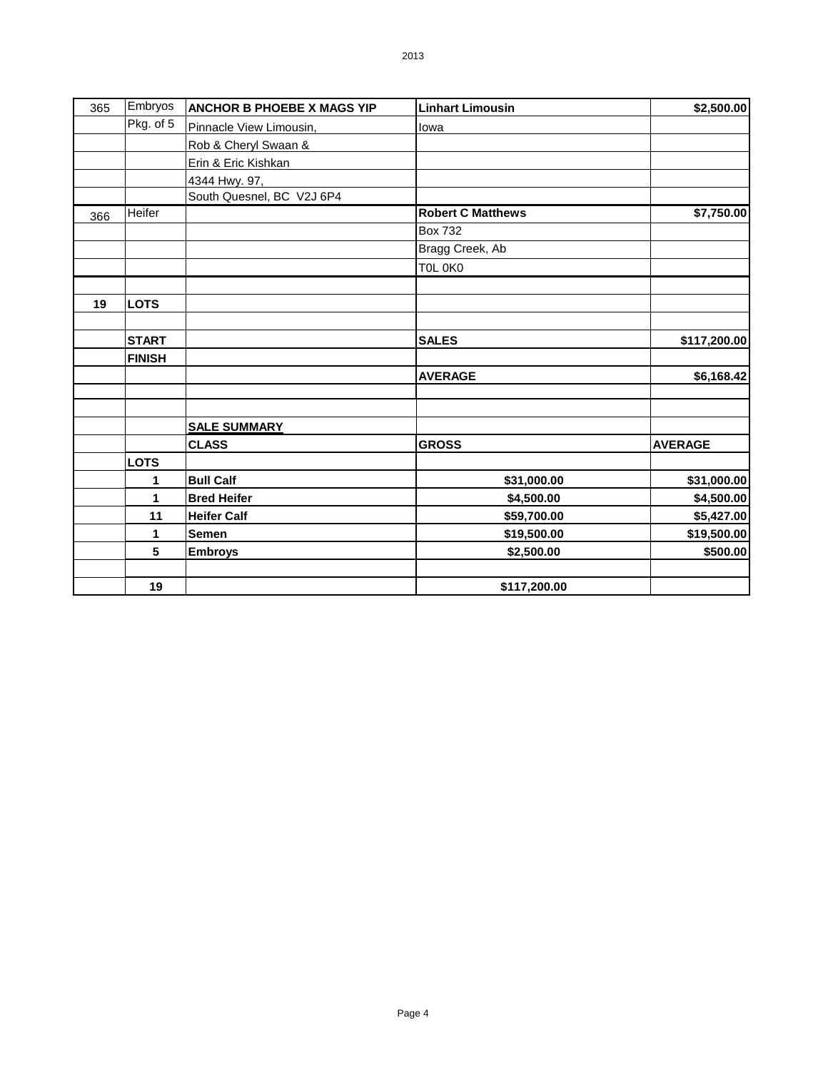| | | | | |
|---|---|---|---|---|
| 365 | Embryos | **ANCHOR B PHOEBE X MAGS YIP** | **Linhart Limousin** | **$2,500.00** |
| | Pkg. of 5 | Pinnacle View Limousin, | Iowa | |
| | | Rob & Cheryl Swaan & | | |
| | | Erin & Eric Kishkan | | |
| | | 4344 Hwy. 97, | | |
| | | South Quesnel, BC V2J 6P4 | | |
| 366 | Heifer | | **Robert C Matthews** | **$7,750.00** |
| | | | Box 732 | |
| | | | Bragg Creek, Ab | |
| | | | T0L 0K0 | |
| | | | | |
| **19** | **LOTS** | | | |
| | | | | |
| | **START** | | **SALES** | **$117,200.00** |
| | **FINISH** | | | |
| | | | **AVERAGE** | **$6,168.42** |
| | | | | |
| | | | | |
| | | **SALE SUMMARY** | | |
| | | **CLASS** | **GROSS** | **AVERAGE** |
| | **LOTS** | | | |
| | **1** | **Bull Calf** | **$31,000.00** | **$31,000.00** |
| | **1** | **Bred Heifer** | **$4,500.00** | **$4,500.00** |
| | **11** | **Heifer Calf** | **$59,700.00** | **$5,427.00** |
| | **1** | **Semen** | **$19,500.00** | **$19,500.00** |
| | **5** | **Embroys** | **$2,500.00** | **$500.00** |
| | | | | |
| | **19** | | **$117,200.00** | |